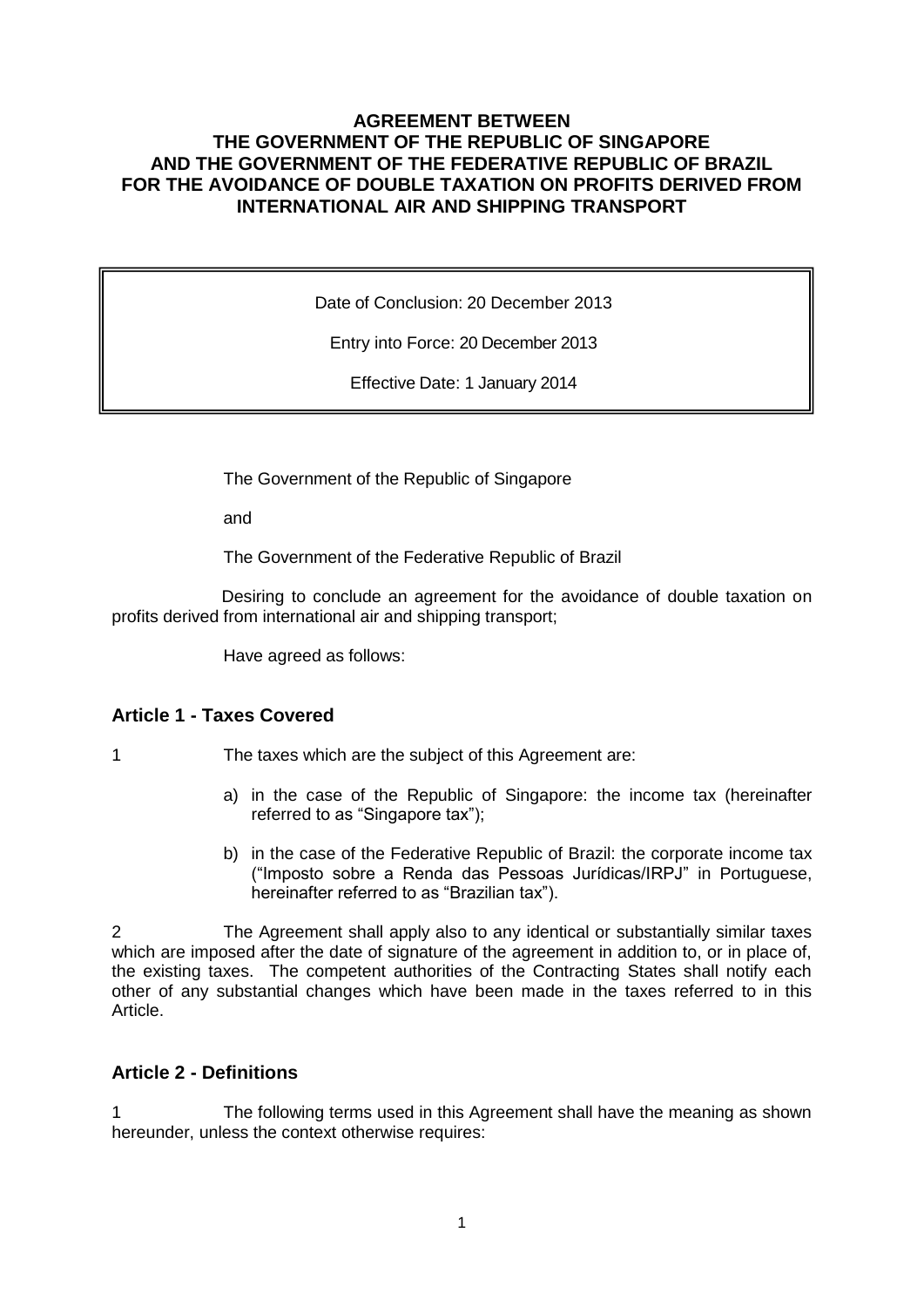# AGREEMENT BETWEEN THE GOVERNMENT OF THE REPUBLIC OF SINGAPORE AND THE GOVERNMENT OF THE FEDERATIVE REPUBLIC OF BRAZIL FOR THE AVOIDANCE OF DOUBLE TAXATION ON PROFITS DERIVED FROM INTERNATIONAL AIR AND SHIPPING TRANSPORT

| Date of Conclusion: 20 December 2013 |
| --- |
| Entry into Force: 20 December 2013 |
| Effective Date: 1 January 2014 |

The Government of the Republic of Singapore

and

The Government of the Federative Republic of Brazil

Desiring to conclude an agreement for the avoidance of double taxation on profits derived from international air and shipping transport;

Have agreed as follows:

## Article 1 - Taxes Covered

1 The taxes which are the subject of this Agreement are:

a) in the case of the Republic of Singapore: the income tax (hereinafter referred to as "Singapore tax");

b) in the case of the Federative Republic of Brazil: the corporate income tax ("Imposto sobre a Renda das Pessoas Jurídicas/IRPJ" in Portuguese, hereinafter referred to as "Brazilian tax").

2 The Agreement shall apply also to any identical or substantially similar taxes which are imposed after the date of signature of the agreement in addition to, or in place of, the existing taxes. The competent authorities of the Contracting States shall notify each other of any substantial changes which have been made in the taxes referred to in this Article.

## Article 2 - Definitions

1 The following terms used in this Agreement shall have the meaning as shown hereunder, unless the context otherwise requires: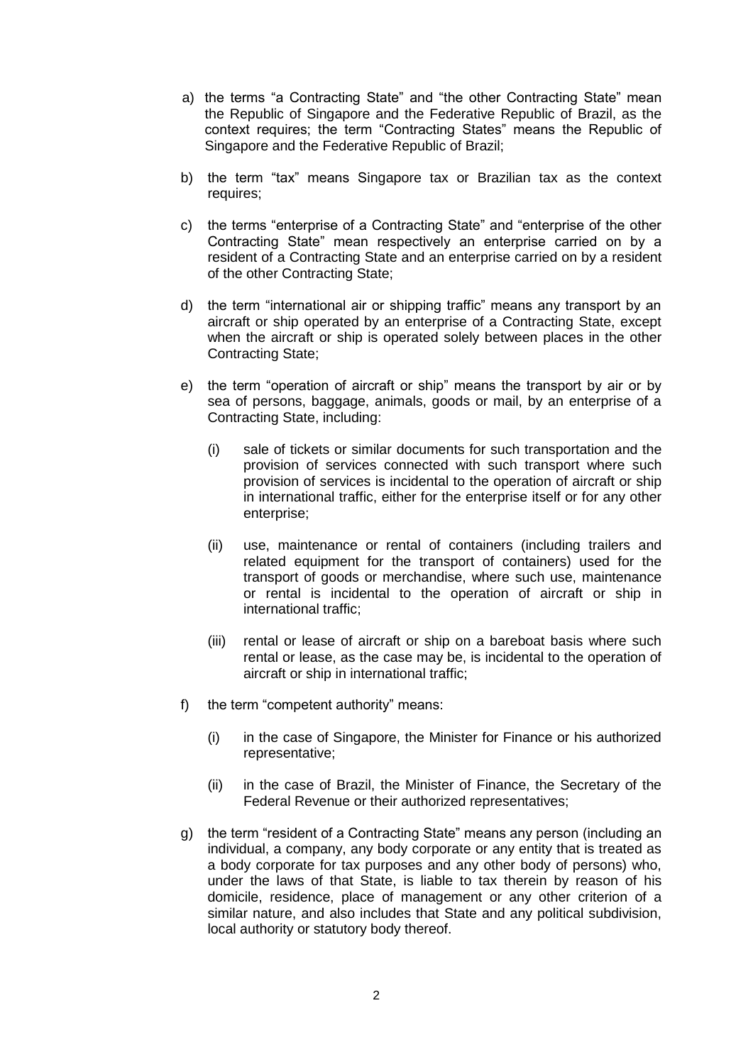a) the terms “a Contracting State” and “the other Contracting State” mean the Republic of Singapore and the Federative Republic of Brazil, as the context requires; the term “Contracting States” means the Republic of Singapore and the Federative Republic of Brazil;

b) the term “tax” means Singapore tax or Brazilian tax as the context requires;

c) the terms “enterprise of a Contracting State” and “enterprise of the other Contracting State” mean respectively an enterprise carried on by a resident of a Contracting State and an enterprise carried on by a resident of the other Contracting State;

d) the term “international air or shipping traffic” means any transport by an aircraft or ship operated by an enterprise of a Contracting State, except when the aircraft or ship is operated solely between places in the other Contracting State;

e) the term “operation of aircraft or ship” means the transport by air or by sea of persons, baggage, animals, goods or mail, by an enterprise of a Contracting State, including:

   (i) sale of tickets or similar documents for such transportation and the provision of services connected with such transport where such provision of services is incidental to the operation of aircraft or ship in international traffic, either for the enterprise itself or for any other enterprise;

   (ii) use, maintenance or rental of containers (including trailers and related equipment for the transport of containers) used for the transport of goods or merchandise, where such use, maintenance or rental is incidental to the operation of aircraft or ship in international traffic;

   (iii) rental or lease of aircraft or ship on a bareboat basis where such rental or lease, as the case may be, is incidental to the operation of aircraft or ship in international traffic;

f) the term “competent authority” means:

   (i) in the case of Singapore, the Minister for Finance or his authorized representative;

   (ii) in the case of Brazil, the Minister of Finance, the Secretary of the Federal Revenue or their authorized representatives;

g) the term “resident of a Contracting State” means any person (including an individual, a company, any body corporate or any entity that is treated as a body corporate for tax purposes and any other body of persons) who, under the laws of that State, is liable to tax therein by reason of his domicile, residence, place of management or any other criterion of a similar nature, and also includes that State and any political subdivision, local authority or statutory body thereof.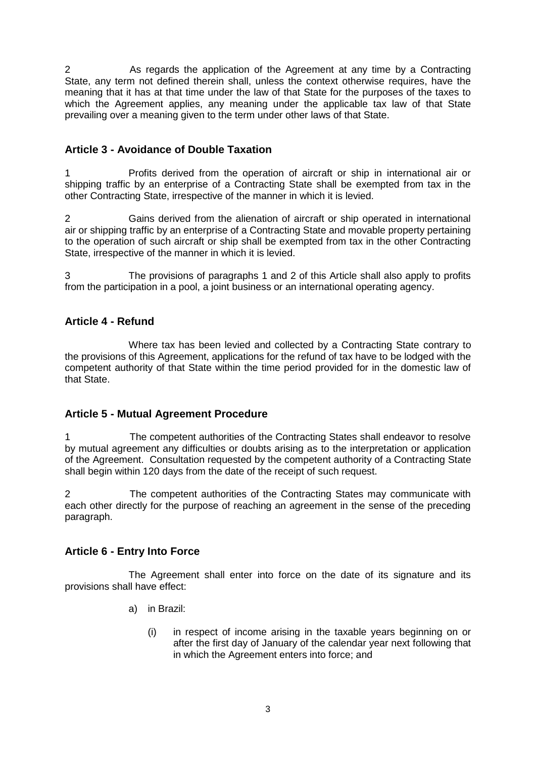2 As regards the application of the Agreement at any time by a Contracting State, any term not defined therein shall, unless the context otherwise requires, have the meaning that it has at that time under the law of that State for the purposes of the taxes to which the Agreement applies, any meaning under the applicable tax law of that State prevailing over a meaning given to the term under other laws of that State.

### Article 3 - Avoidance of Double Taxation

1 Profits derived from the operation of aircraft or ship in international air or shipping traffic by an enterprise of a Contracting State shall be exempted from tax in the other Contracting State, irrespective of the manner in which it is levied.

2 Gains derived from the alienation of aircraft or ship operated in international air or shipping traffic by an enterprise of a Contracting State and movable property pertaining to the operation of such aircraft or ship shall be exempted from tax in the other Contracting State, irrespective of the manner in which it is levied.

3 The provisions of paragraphs 1 and 2 of this Article shall also apply to profits from the participation in a pool, a joint business or an international operating agency.

### Article 4 - Refund

Where tax has been levied and collected by a Contracting State contrary to the provisions of this Agreement, applications for the refund of tax have to be lodged with the competent authority of that State within the time period provided for in the domestic law of that State.

### Article 5 - Mutual Agreement Procedure

1 The competent authorities of the Contracting States shall endeavor to resolve by mutual agreement any difficulties or doubts arising as to the interpretation or application of the Agreement. Consultation requested by the competent authority of a Contracting State shall begin within 120 days from the date of the receipt of such request.

2 The competent authorities of the Contracting States may communicate with each other directly for the purpose of reaching an agreement in the sense of the preceding paragraph.

### Article 6 - Entry Into Force

The Agreement shall enter into force on the date of its signature and its provisions shall have effect:

a) in Brazil:

(i) in respect of income arising in the taxable years beginning on or after the first day of January of the calendar year next following that in which the Agreement enters into force; and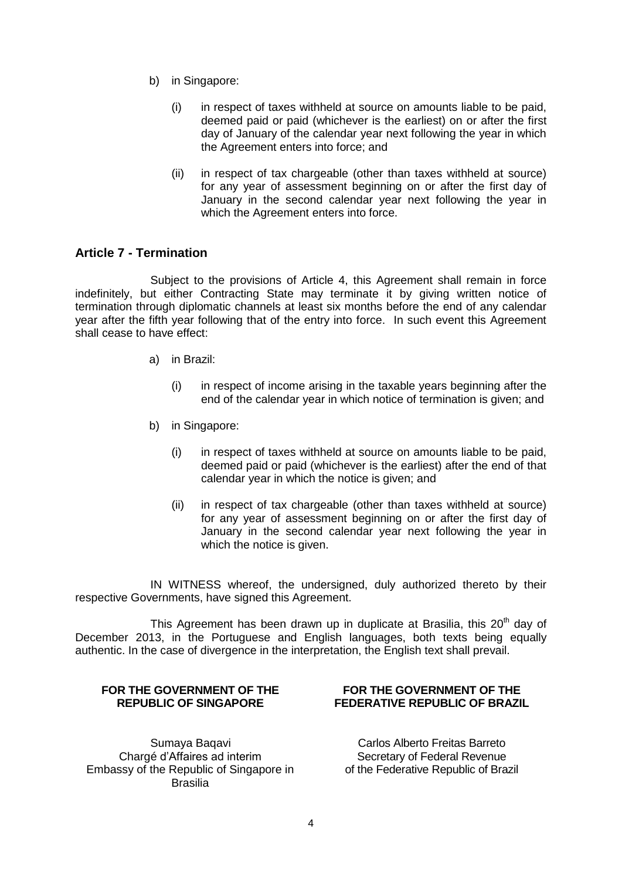b) in Singapore:

   (i) in respect of taxes withheld at source on amounts liable to be paid, deemed paid or paid (whichever is the earliest) on or after the first day of January of the calendar year next following the year in which the Agreement enters into force; and

   (ii) in respect of tax chargeable (other than taxes withheld at source) for any year of assessment beginning on or after the first day of January in the second calendar year next following the year in which the Agreement enters into force.

## Article 7 - Termination

Subject to the provisions of Article 4, this Agreement shall remain in force indefinitely, but either Contracting State may terminate it by giving written notice of termination through diplomatic channels at least six months before the end of any calendar year after the fifth year following that of the entry into force. In such event this Agreement shall cease to have effect:

a) in Brazil:

   (i) in respect of income arising in the taxable years beginning after the end of the calendar year in which notice of termination is given; and

b) in Singapore:

   (i) in respect of taxes withheld at source on amounts liable to be paid, deemed paid or paid (whichever is the earliest) after the end of that calendar year in which the notice is given; and

   (ii) in respect of tax chargeable (other than taxes withheld at source) for any year of assessment beginning on or after the first day of January in the second calendar year next following the year in which the notice is given.

IN WITNESS whereof, the undersigned, duly authorized thereto by their respective Governments, have signed this Agreement.

This Agreement has been drawn up in duplicate at Brasilia, this 20th day of December 2013, in the Portuguese and English languages, both texts being equally authentic. In the case of divergence in the interpretation, the English text shall prevail.

**FOR THE GOVERNMENT OF THE REPUBLIC OF SINGAPORE**

Sumaya Baqavi
Chargé d'Affaires ad interim
Embassy of the Republic of Singapore in Brasilia

**FOR THE GOVERNMENT OF THE FEDERATIVE REPUBLIC OF BRAZIL**

Carlos Alberto Freitas Barreto
Secretary of Federal Revenue
of the Federative Republic of Brazil